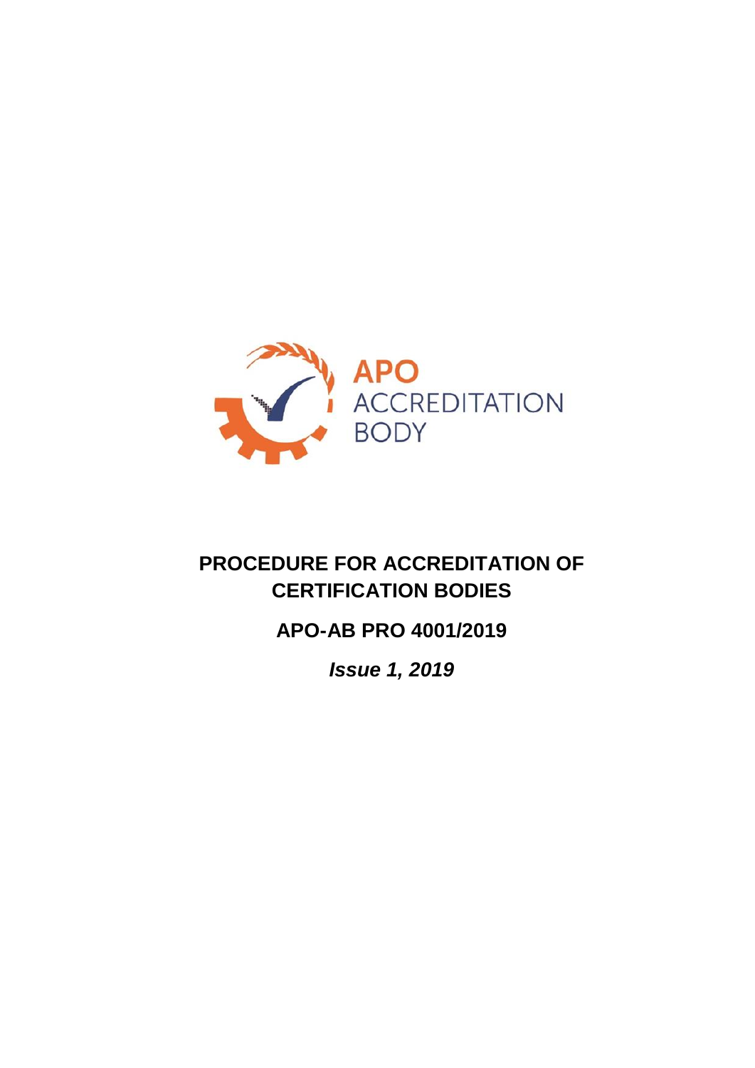APO ACCREDITATION BODY

# PROCEDURE FOR ACCREDITATION OF CERTIFICATION BODIES

## APO-AB PRO 4001/2019

***Issue 1, 2019***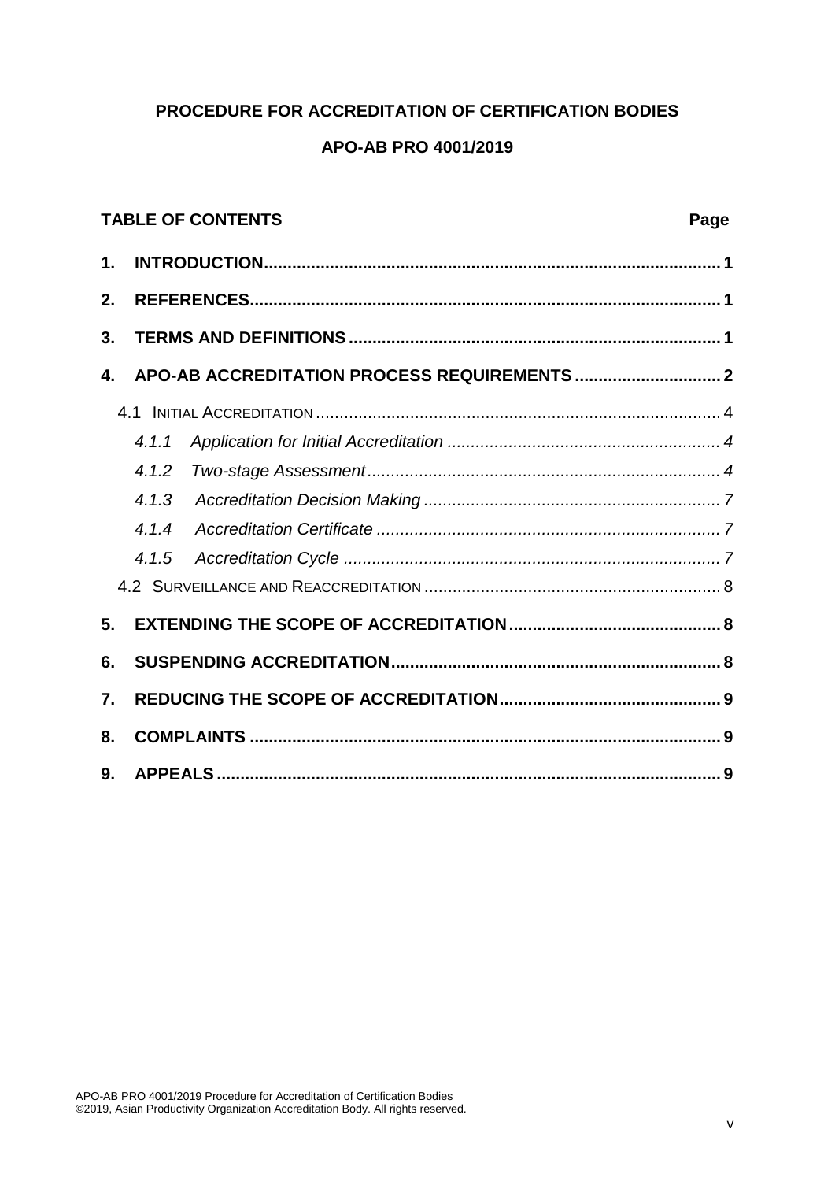**PROCEDURE FOR ACCREDITATION OF CERTIFICATION BODIES**

**APO-AB PRO 4001/2019**

**TABLE OF CONTENTS** **Page**

**1. INTRODUCTION ... 1**

**2. REFERENCES ... 1**

**3. TERMS AND DEFINITIONS ... 1**

**4. APO-AB ACCREDITATION PROCESS REQUIREMENTS ... 2**

4.1 INITIAL ACCREDITATION ... 4

*4.1.1 Application for Initial Accreditation ... 4*

*4.1.2 Two-stage Assessment ... 4*

*4.1.3 Accreditation Decision Making ... 7*

*4.1.4 Accreditation Certificate ... 7*

*4.1.5 Accreditation Cycle ... 7*

4.2 SURVEILLANCE AND REACCREDITATION ... 8

**5. EXTENDING THE SCOPE OF ACCREDITATION ... 8**

**6. SUSPENDING ACCREDITATION ... 8**

**7. REDUCING THE SCOPE OF ACCREDITATION ... 9**

**8. COMPLAINTS ... 9**

**9. APPEALS ... 9**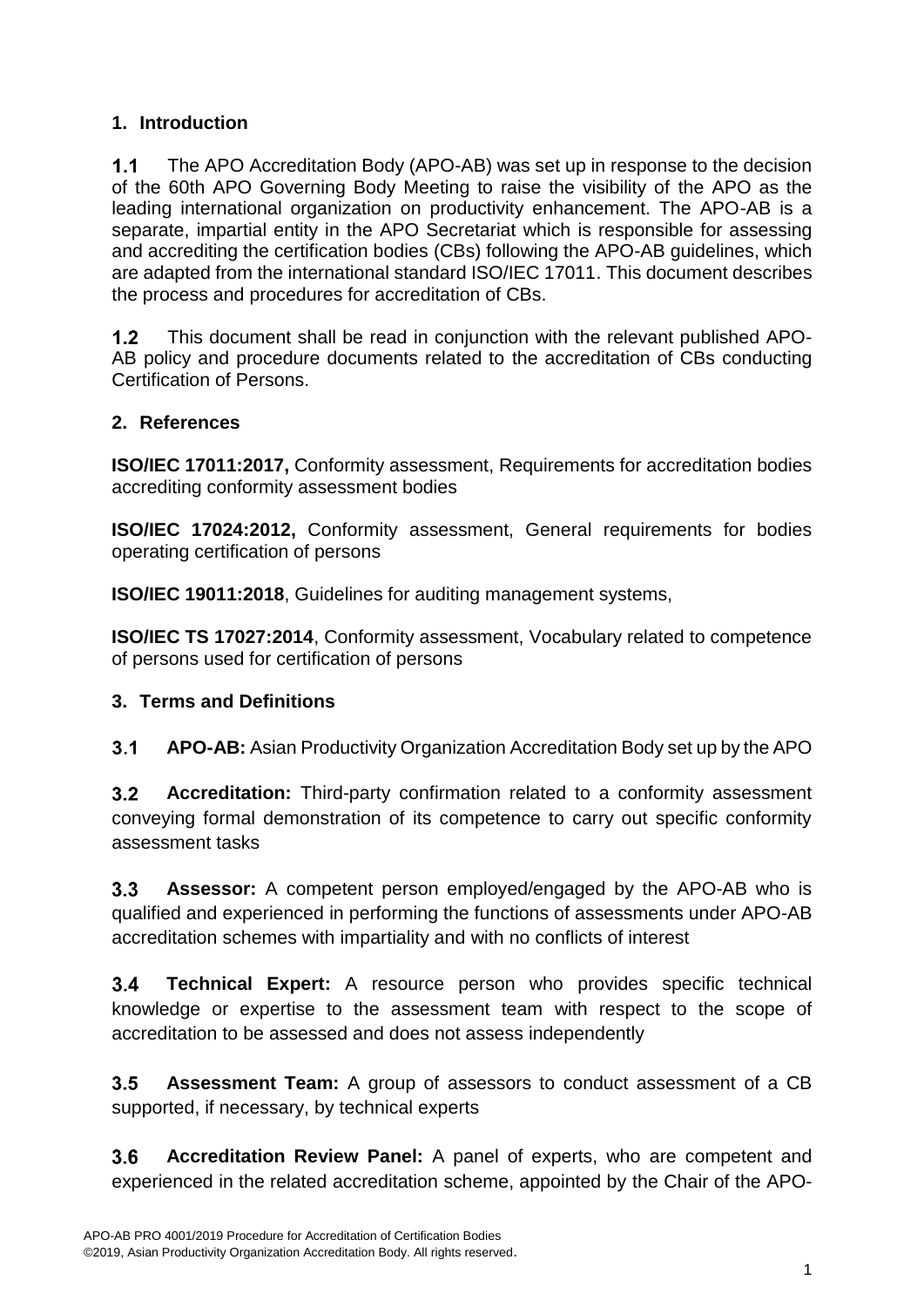## 1. Introduction

**1.1** The APO Accreditation Body (APO-AB) was set up in response to the decision of the 60th APO Governing Body Meeting to raise the visibility of the APO as the leading international organization on productivity enhancement. The APO-AB is a separate, impartial entity in the APO Secretariat which is responsible for assessing and accrediting the certification bodies (CBs) following the APO-AB guidelines, which are adapted from the international standard ISO/IEC 17011. This document describes the process and procedures for accreditation of CBs.

**1.2** This document shall be read in conjunction with the relevant published APO-AB policy and procedure documents related to the accreditation of CBs conducting Certification of Persons.

## 2. References

**ISO/IEC 17011:2017,** Conformity assessment, Requirements for accreditation bodies accrediting conformity assessment bodies

**ISO/IEC 17024:2012,** Conformity assessment, General requirements for bodies operating certification of persons

**ISO/IEC 19011:2018**, Guidelines for auditing management systems,

**ISO/IEC TS 17027:2014**, Conformity assessment, Vocabulary related to competence of persons used for certification of persons

## 3. Terms and Definitions

**3.1** **APO-AB:** Asian Productivity Organization Accreditation Body set up by the APO

**3.2** **Accreditation:** Third-party confirmation related to a conformity assessment conveying formal demonstration of its competence to carry out specific conformity assessment tasks

**3.3** **Assessor:** A competent person employed/engaged by the APO-AB who is qualified and experienced in performing the functions of assessments under APO-AB accreditation schemes with impartiality and with no conflicts of interest

**3.4** **Technical Expert:** A resource person who provides specific technical knowledge or expertise to the assessment team with respect to the scope of accreditation to be assessed and does not assess independently

**3.5** **Assessment Team:** A group of assessors to conduct assessment of a CB supported, if necessary, by technical experts

**3.6** **Accreditation Review Panel:** A panel of experts, who are competent and experienced in the related accreditation scheme, appointed by the Chair of the APO-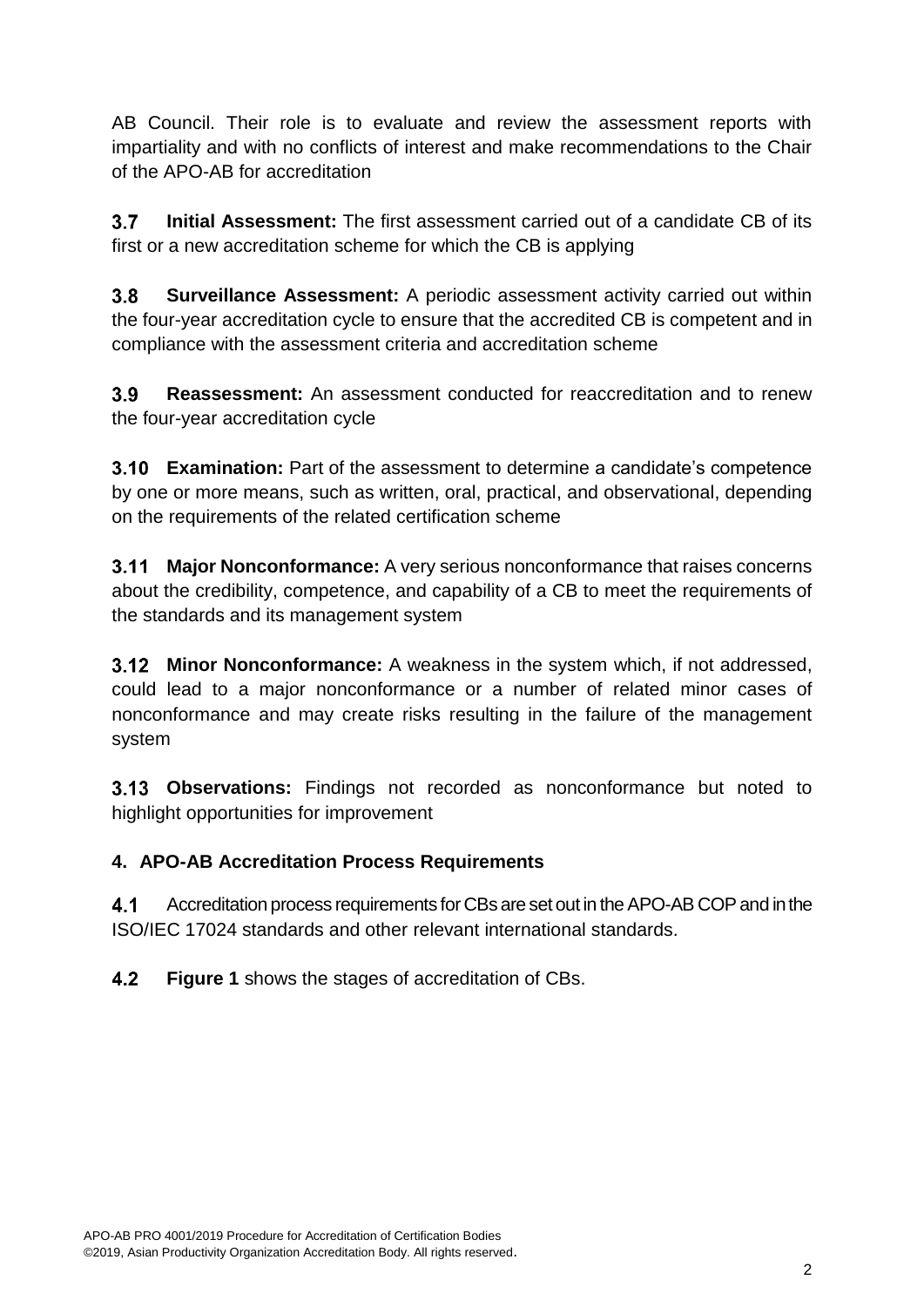AB Council. Their role is to evaluate and review the assessment reports with impartiality and with no conflicts of interest and make recommendations to the Chair of the APO-AB for accreditation

**3.7 Initial Assessment:** The first assessment carried out of a candidate CB of its first or a new accreditation scheme for which the CB is applying

**3.8 Surveillance Assessment:** A periodic assessment activity carried out within the four-year accreditation cycle to ensure that the accredited CB is competent and in compliance with the assessment criteria and accreditation scheme

**3.9 Reassessment:** An assessment conducted for reaccreditation and to renew the four-year accreditation cycle

**3.10 Examination:** Part of the assessment to determine a candidate's competence by one or more means, such as written, oral, practical, and observational, depending on the requirements of the related certification scheme

**3.11 Major Nonconformance:** A very serious nonconformance that raises concerns about the credibility, competence, and capability of a CB to meet the requirements of the standards and its management system

**3.12 Minor Nonconformance:** A weakness in the system which, if not addressed, could lead to a major nonconformance or a number of related minor cases of nonconformance and may create risks resulting in the failure of the management system

**3.13 Observations:** Findings not recorded as nonconformance but noted to highlight opportunities for improvement

## 4. APO-AB Accreditation Process Requirements

**4.1** Accreditation process requirements for CBs are set out in the APO-AB COP and in the ISO/IEC 17024 standards and other relevant international standards.

**4.2** **Figure 1** shows the stages of accreditation of CBs.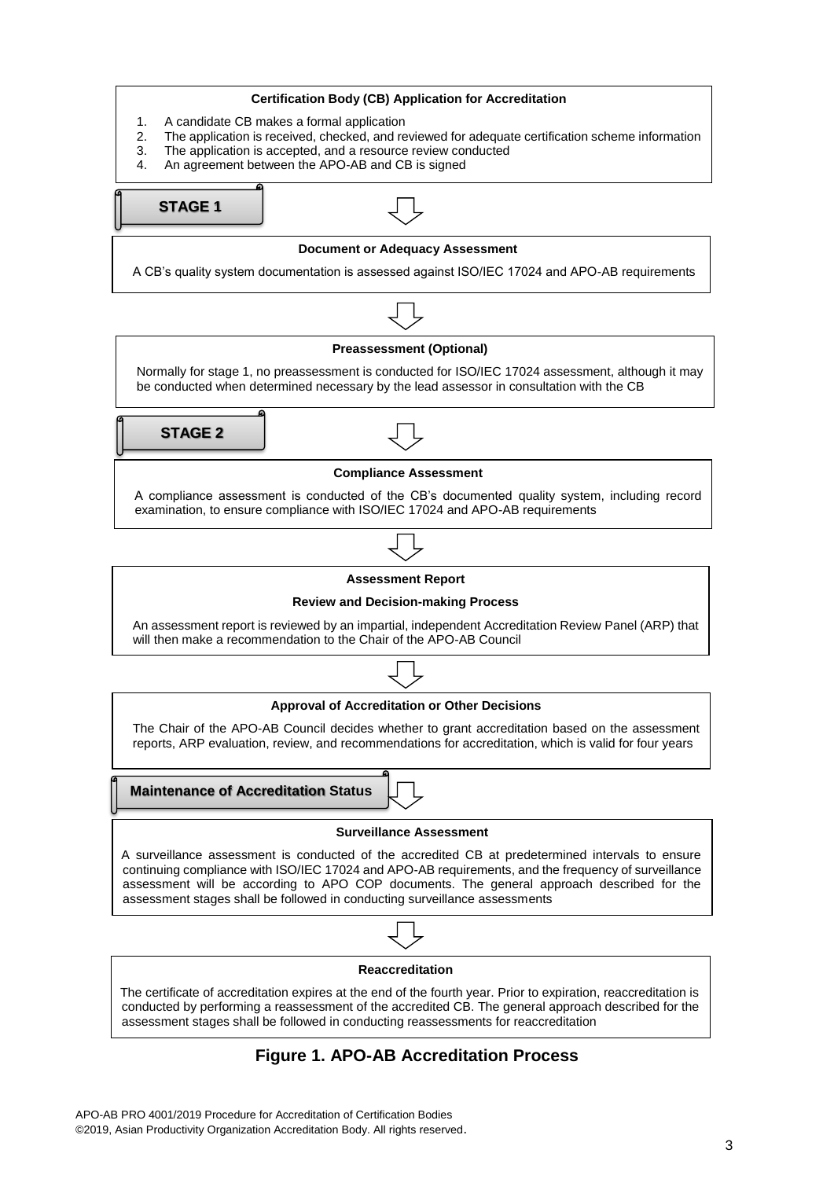**Certification Body (CB) Application for Accreditation**

1. A candidate CB makes a formal application
2. The application is received, checked, and reviewed for adequate certification scheme information
3. The application is accepted, and a resource review conducted
4. An agreement between the APO-AB and CB is signed

**STAGE 1**

**Document or Adequacy Assessment**

A CB's quality system documentation is assessed against ISO/IEC 17024 and APO-AB requirements

**Preassessment (Optional)**

Normally for stage 1, no preassessment is conducted for ISO/IEC 17024 assessment, although it may be conducted when determined necessary by the lead assessor in consultation with the CB

**STAGE 2**

**Compliance Assessment**

A compliance assessment is conducted of the CB's documented quality system, including record examination, to ensure compliance with ISO/IEC 17024 and APO-AB requirements

**Assessment Report**

**Review and Decision-making Process**

An assessment report is reviewed by an impartial, independent Accreditation Review Panel (ARP) that will then make a recommendation to the Chair of the APO-AB Council

**Approval of Accreditation or Other Decisions**

The Chair of the APO-AB Council decides whether to grant accreditation based on the assessment reports, ARP evaluation, review, and recommendations for accreditation, which is valid for four years

**Maintenance of Accreditation Status**

**Surveillance Assessment**

A surveillance assessment is conducted of the accredited CB at predetermined intervals to ensure continuing compliance with ISO/IEC 17024 and APO-AB requirements, and the frequency of surveillance assessment will be according to APO COP documents. The general approach described for the assessment stages shall be followed in conducting surveillance assessments

**Reaccreditation**

The certificate of accreditation expires at the end of the fourth year. Prior to expiration, reaccreditation is conducted by performing a reassessment of the accredited CB. The general approach described for the assessment stages shall be followed in conducting reassessments for reaccreditation

**Figure 1. APO-AB Accreditation Process**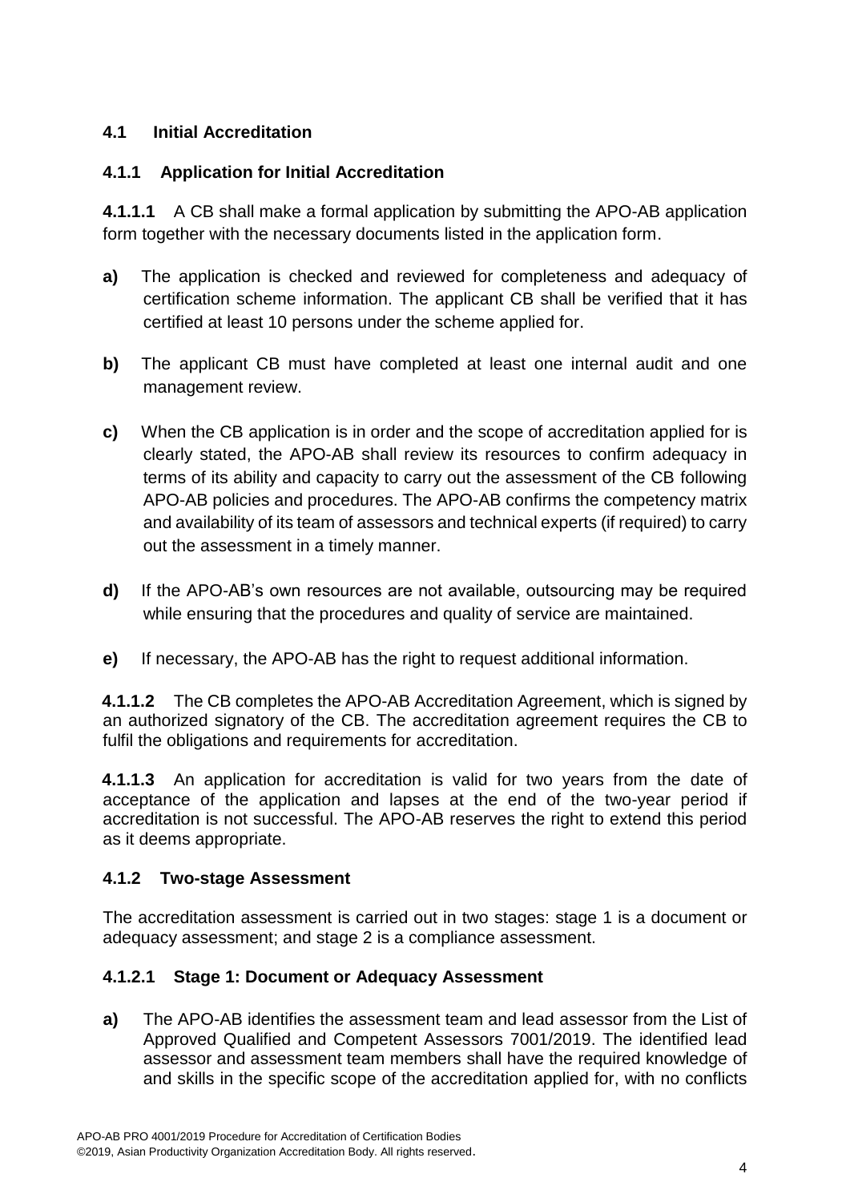### 4.1 Initial Accreditation

#### 4.1.1 Application for Initial Accreditation

**4.1.1.1** A CB shall make a formal application by submitting the APO-AB application form together with the necessary documents listed in the application form.

**a)** The application is checked and reviewed for completeness and adequacy of certification scheme information. The applicant CB shall be verified that it has certified at least 10 persons under the scheme applied for.

**b)** The applicant CB must have completed at least one internal audit and one management review.

**c)** When the CB application is in order and the scope of accreditation applied for is clearly stated, the APO-AB shall review its resources to confirm adequacy in terms of its ability and capacity to carry out the assessment of the CB following APO-AB policies and procedures. The APO-AB confirms the competency matrix and availability of its team of assessors and technical experts (if required) to carry out the assessment in a timely manner.

**d)** If the APO-AB's own resources are not available, outsourcing may be required while ensuring that the procedures and quality of service are maintained.

**e)** If necessary, the APO-AB has the right to request additional information.

**4.1.1.2** The CB completes the APO-AB Accreditation Agreement, which is signed by an authorized signatory of the CB. The accreditation agreement requires the CB to fulfil the obligations and requirements for accreditation.

**4.1.1.3** An application for accreditation is valid for two years from the date of acceptance of the application and lapses at the end of the two-year period if accreditation is not successful. The APO-AB reserves the right to extend this period as it deems appropriate.

#### 4.1.2 Two-stage Assessment

The accreditation assessment is carried out in two stages: stage 1 is a document or adequacy assessment; and stage 2 is a compliance assessment.

##### 4.1.2.1 Stage 1: Document or Adequacy Assessment

**a)** The APO-AB identifies the assessment team and lead assessor from the List of Approved Qualified and Competent Assessors 7001/2019. The identified lead assessor and assessment team members shall have the required knowledge of and skills in the specific scope of the accreditation applied for, with no conflicts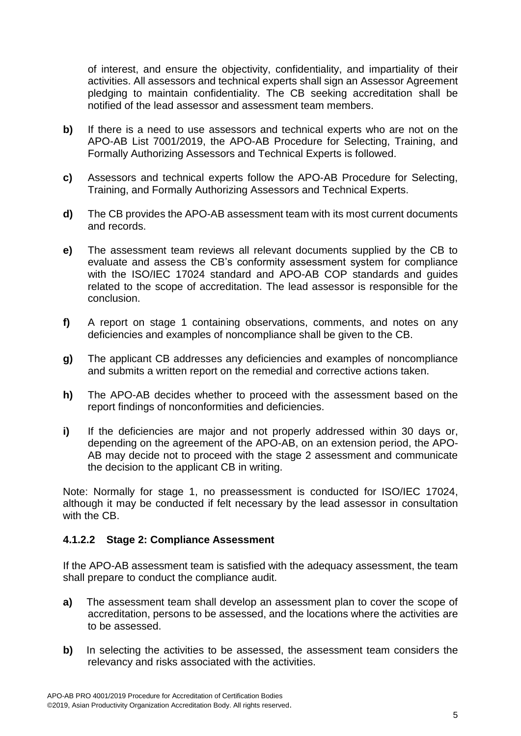of interest, and ensure the objectivity, confidentiality, and impartiality of their activities. All assessors and technical experts shall sign an Assessor Agreement pledging to maintain confidentiality. The CB seeking accreditation shall be notified of the lead assessor and assessment team members.

**b)** If there is a need to use assessors and technical experts who are not on the APO-AB List 7001/2019, the APO-AB Procedure for Selecting, Training, and Formally Authorizing Assessors and Technical Experts is followed.

**c)** Assessors and technical experts follow the APO-AB Procedure for Selecting, Training, and Formally Authorizing Assessors and Technical Experts.

**d)** The CB provides the APO-AB assessment team with its most current documents and records.

**e)** The assessment team reviews all relevant documents supplied by the CB to evaluate and assess the CB's conformity assessment system for compliance with the ISO/IEC 17024 standard and APO-AB COP standards and guides related to the scope of accreditation. The lead assessor is responsible for the conclusion.

**f)** A report on stage 1 containing observations, comments, and notes on any deficiencies and examples of noncompliance shall be given to the CB.

**g)** The applicant CB addresses any deficiencies and examples of noncompliance and submits a written report on the remedial and corrective actions taken.

**h)** The APO-AB decides whether to proceed with the assessment based on the report findings of nonconformities and deficiencies.

**i)** If the deficiencies are major and not properly addressed within 30 days or, depending on the agreement of the APO-AB, on an extension period, the APO-AB may decide not to proceed with the stage 2 assessment and communicate the decision to the applicant CB in writing.

Note: Normally for stage 1, no preassessment is conducted for ISO/IEC 17024, although it may be conducted if felt necessary by the lead assessor in consultation with the CB.

#### 4.1.2.2 Stage 2: Compliance Assessment

If the APO-AB assessment team is satisfied with the adequacy assessment, the team shall prepare to conduct the compliance audit.

**a)** The assessment team shall develop an assessment plan to cover the scope of accreditation, persons to be assessed, and the locations where the activities are to be assessed.

**b)** In selecting the activities to be assessed, the assessment team considers the relevancy and risks associated with the activities.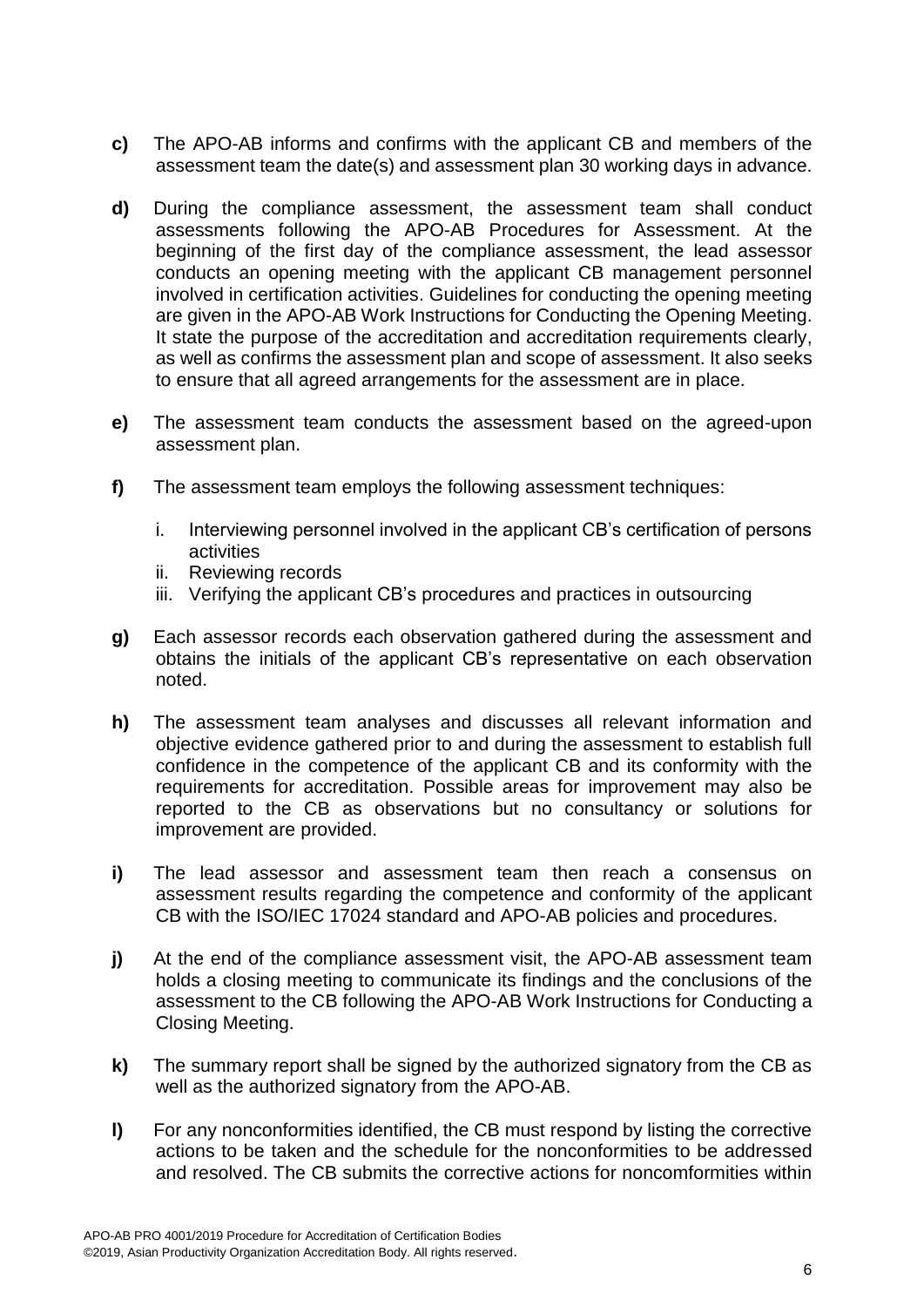**c)** The APO-AB informs and confirms with the applicant CB and members of the assessment team the date(s) and assessment plan 30 working days in advance.

**d)** During the compliance assessment, the assessment team shall conduct assessments following the APO-AB Procedures for Assessment. At the beginning of the first day of the compliance assessment, the lead assessor conducts an opening meeting with the applicant CB management personnel involved in certification activities. Guidelines for conducting the opening meeting are given in the APO-AB Work Instructions for Conducting the Opening Meeting. It state the purpose of the accreditation and accreditation requirements clearly, as well as confirms the assessment plan and scope of assessment. It also seeks to ensure that all agreed arrangements for the assessment are in place.

**e)** The assessment team conducts the assessment based on the agreed-upon assessment plan.

**f)** The assessment team employs the following assessment techniques:

i. Interviewing personnel involved in the applicant CB's certification of persons activities
ii. Reviewing records
iii. Verifying the applicant CB's procedures and practices in outsourcing

**g)** Each assessor records each observation gathered during the assessment and obtains the initials of the applicant CB's representative on each observation noted.

**h)** The assessment team analyses and discusses all relevant information and objective evidence gathered prior to and during the assessment to establish full confidence in the competence of the applicant CB and its conformity with the requirements for accreditation. Possible areas for improvement may also be reported to the CB as observations but no consultancy or solutions for improvement are provided.

**i)** The lead assessor and assessment team then reach a consensus on assessment results regarding the competence and conformity of the applicant CB with the ISO/IEC 17024 standard and APO-AB policies and procedures.

**j)** At the end of the compliance assessment visit, the APO-AB assessment team holds a closing meeting to communicate its findings and the conclusions of the assessment to the CB following the APO-AB Work Instructions for Conducting a Closing Meeting.

**k)** The summary report shall be signed by the authorized signatory from the CB as well as the authorized signatory from the APO-AB.

**l)** For any nonconformities identified, the CB must respond by listing the corrective actions to be taken and the schedule for the nonconformities to be addressed and resolved. The CB submits the corrective actions for noncomformities within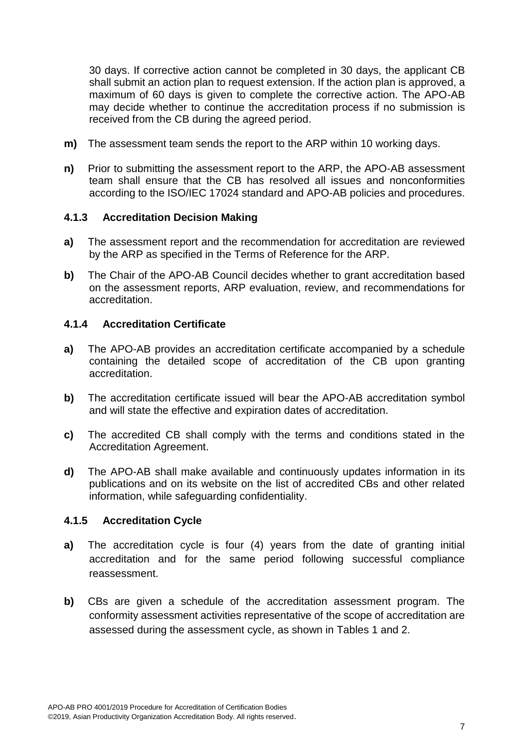30 days. If corrective action cannot be completed in 30 days, the applicant CB shall submit an action plan to request extension. If the action plan is approved, a maximum of 60 days is given to complete the corrective action. The APO-AB may decide whether to continue the accreditation process if no submission is received from the CB during the agreed period.

**m)** The assessment team sends the report to the ARP within 10 working days.

**n)** Prior to submitting the assessment report to the ARP, the APO-AB assessment team shall ensure that the CB has resolved all issues and nonconformities according to the ISO/IEC 17024 standard and APO-AB policies and procedures.

### 4.1.3 Accreditation Decision Making

**a)** The assessment report and the recommendation for accreditation are reviewed by the ARP as specified in the Terms of Reference for the ARP.

**b)** The Chair of the APO-AB Council decides whether to grant accreditation based on the assessment reports, ARP evaluation, review, and recommendations for accreditation.

### 4.1.4 Accreditation Certificate

**a)** The APO-AB provides an accreditation certificate accompanied by a schedule containing the detailed scope of accreditation of the CB upon granting accreditation.

**b)** The accreditation certificate issued will bear the APO-AB accreditation symbol and will state the effective and expiration dates of accreditation.

**c)** The accredited CB shall comply with the terms and conditions stated in the Accreditation Agreement.

**d)** The APO-AB shall make available and continuously updates information in its publications and on its website on the list of accredited CBs and other related information, while safeguarding confidentiality.

### 4.1.5 Accreditation Cycle

**a)** The accreditation cycle is four (4) years from the date of granting initial accreditation and for the same period following successful compliance reassessment.

**b)** CBs are given a schedule of the accreditation assessment program. The conformity assessment activities representative of the scope of accreditation are assessed during the assessment cycle, as shown in Tables 1 and 2.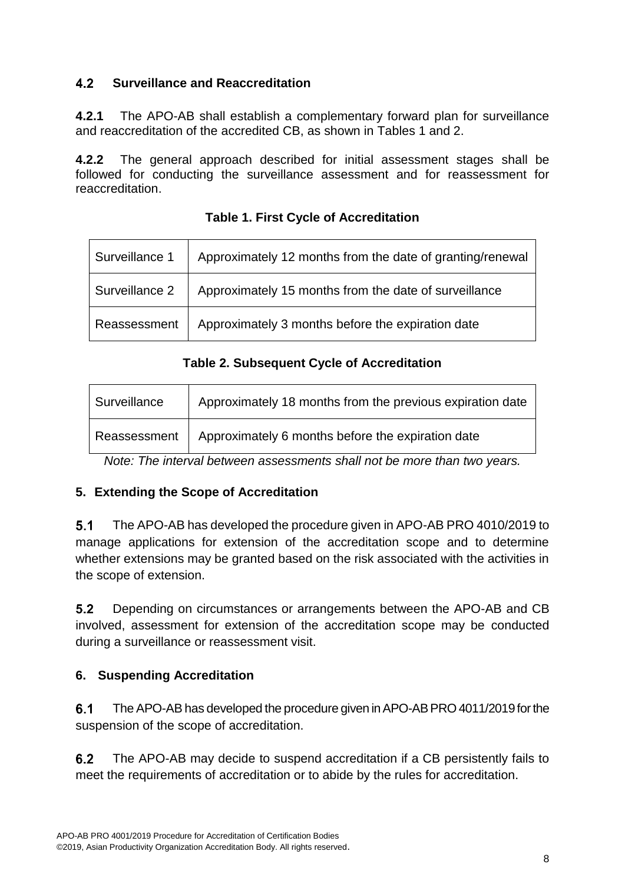### 4.2 Surveillance and Reaccreditation

**4.2.1** The APO-AB shall establish a complementary forward plan for surveillance and reaccreditation of the accredited CB, as shown in Tables 1 and 2.

**4.2.2** The general approach described for initial assessment stages shall be followed for conducting the surveillance assessment and for reassessment for reaccreditation.

**Table 1. First Cycle of Accreditation**

| | |
|---|---|
| Surveillance 1 | Approximately 12 months from the date of granting/renewal |
| Surveillance 2 | Approximately 15 months from the date of surveillance |
| Reassessment | Approximately 3 months before the expiration date |

**Table 2. Subsequent Cycle of Accreditation**

| | |
|---|---|
| Surveillance | Approximately 18 months from the previous expiration date |
| Reassessment | Approximately 6 months before the expiration date |

*Note: The interval between assessments shall not be more than two years.*

## 5. Extending the Scope of Accreditation

**5.1** The APO-AB has developed the procedure given in APO-AB PRO 4010/2019 to manage applications for extension of the accreditation scope and to determine whether extensions may be granted based on the risk associated with the activities in the scope of extension.

**5.2** Depending on circumstances or arrangements between the APO-AB and CB involved, assessment for extension of the accreditation scope may be conducted during a surveillance or reassessment visit.

## 6. Suspending Accreditation

**6.1** The APO-AB has developed the procedure given in APO-AB PRO 4011/2019 for the suspension of the scope of accreditation.

**6.2** The APO-AB may decide to suspend accreditation if a CB persistently fails to meet the requirements of accreditation or to abide by the rules for accreditation.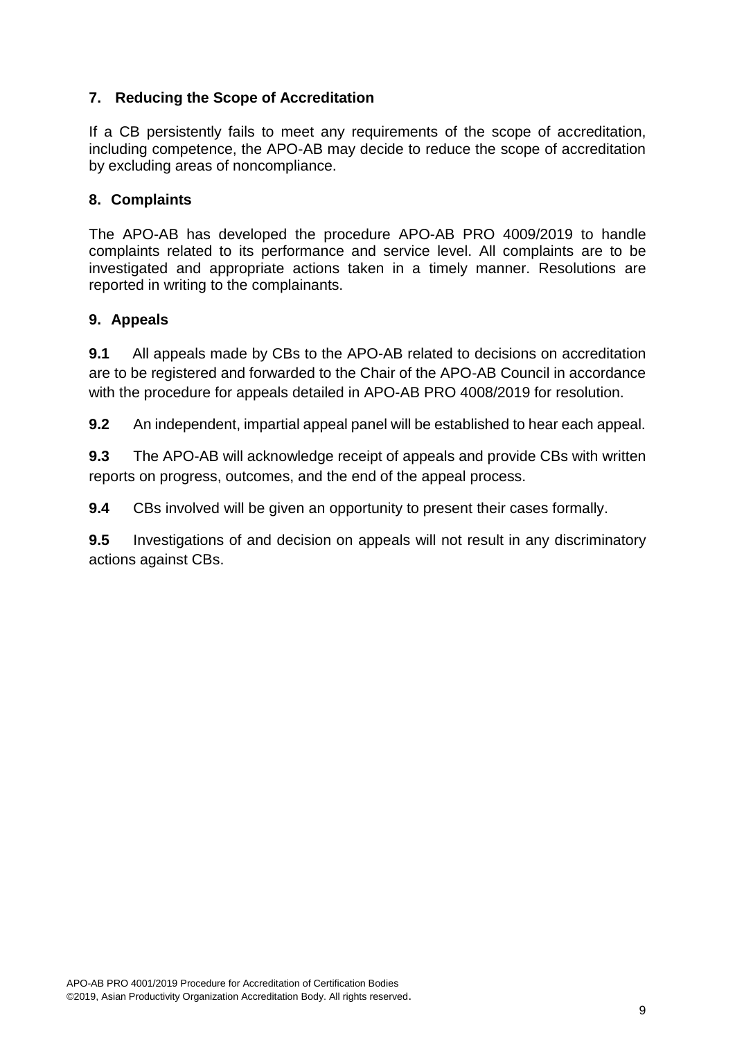## 7. Reducing the Scope of Accreditation

If a CB persistently fails to meet any requirements of the scope of accreditation, including competence, the APO-AB may decide to reduce the scope of accreditation by excluding areas of noncompliance.

## 8. Complaints

The APO-AB has developed the procedure APO-AB PRO 4009/2019 to handle complaints related to its performance and service level. All complaints are to be investigated and appropriate actions taken in a timely manner. Resolutions are reported in writing to the complainants.

## 9. Appeals

**9.1** All appeals made by CBs to the APO-AB related to decisions on accreditation are to be registered and forwarded to the Chair of the APO-AB Council in accordance with the procedure for appeals detailed in APO-AB PRO 4008/2019 for resolution.

**9.2** An independent, impartial appeal panel will be established to hear each appeal.

**9.3** The APO-AB will acknowledge receipt of appeals and provide CBs with written reports on progress, outcomes, and the end of the appeal process.

**9.4** CBs involved will be given an opportunity to present their cases formally.

**9.5** Investigations of and decision on appeals will not result in any discriminatory actions against CBs.